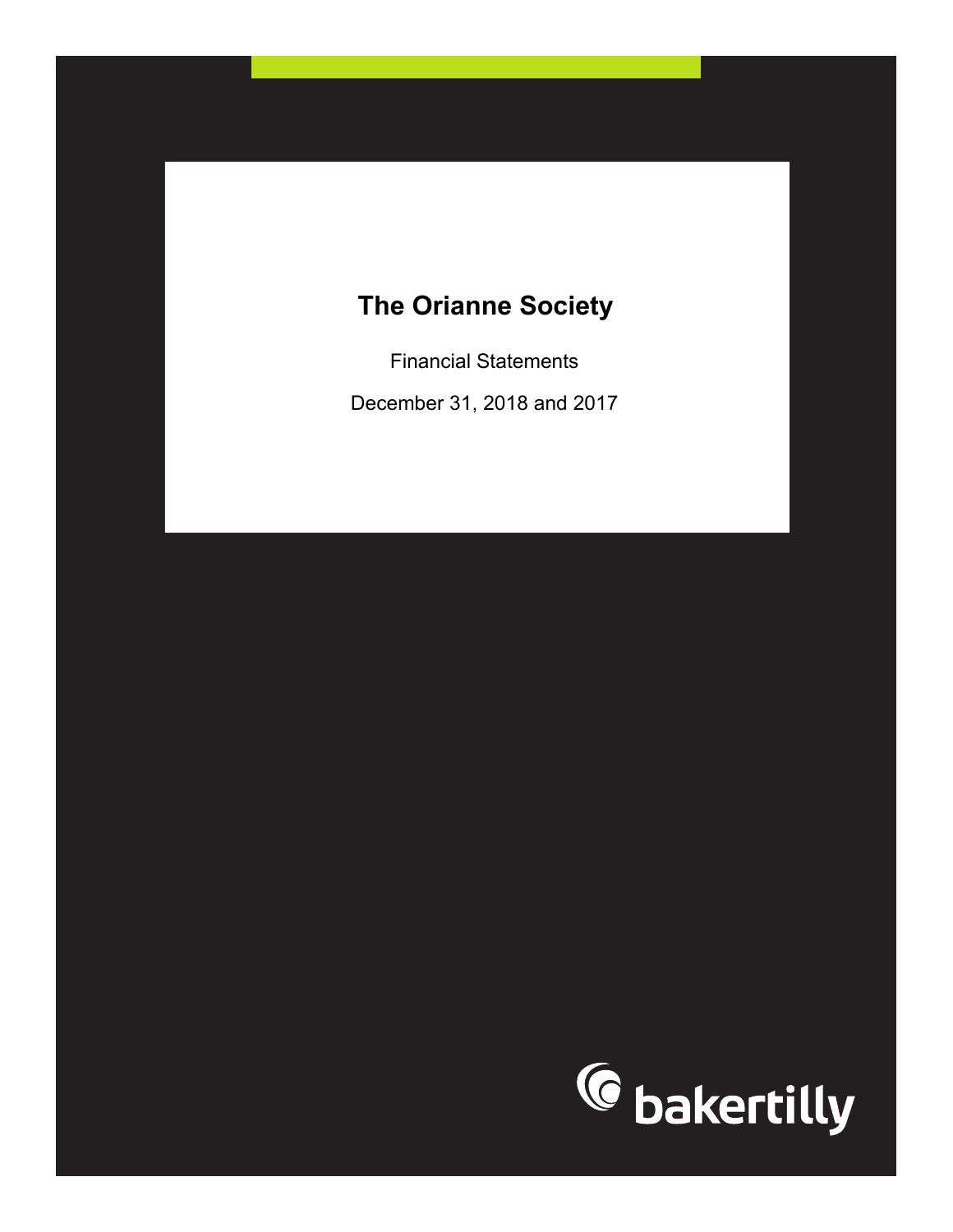# The Orianne Society

Financial Statements

December 31, 2018 and 2017

bakertilly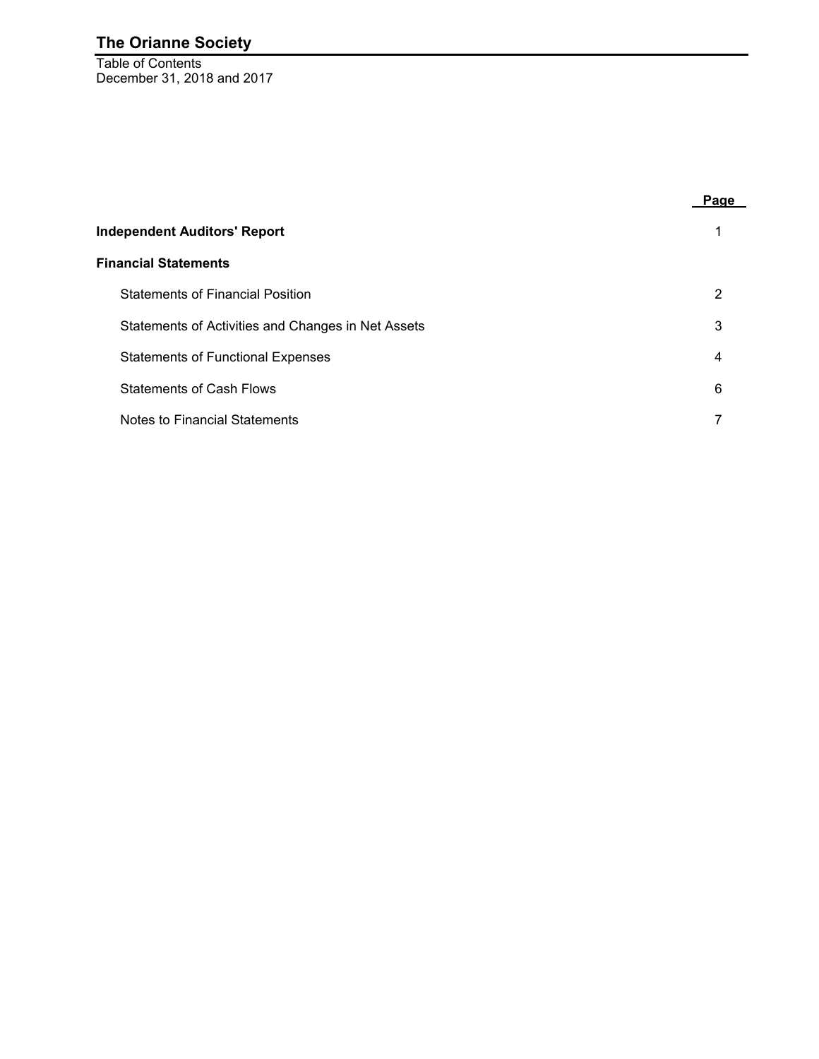# The Orianne Society

Table of Contents
December 31, 2018 and 2017

| | Page |
|---|---|
| **Independent Auditors' Report** | 1 |
| **Financial Statements** | |
| Statements of Financial Position | 2 |
| Statements of Activities and Changes in Net Assets | 3 |
| Statements of Functional Expenses | 4 |
| Statements of Cash Flows | 6 |
| Notes to Financial Statements | 7 |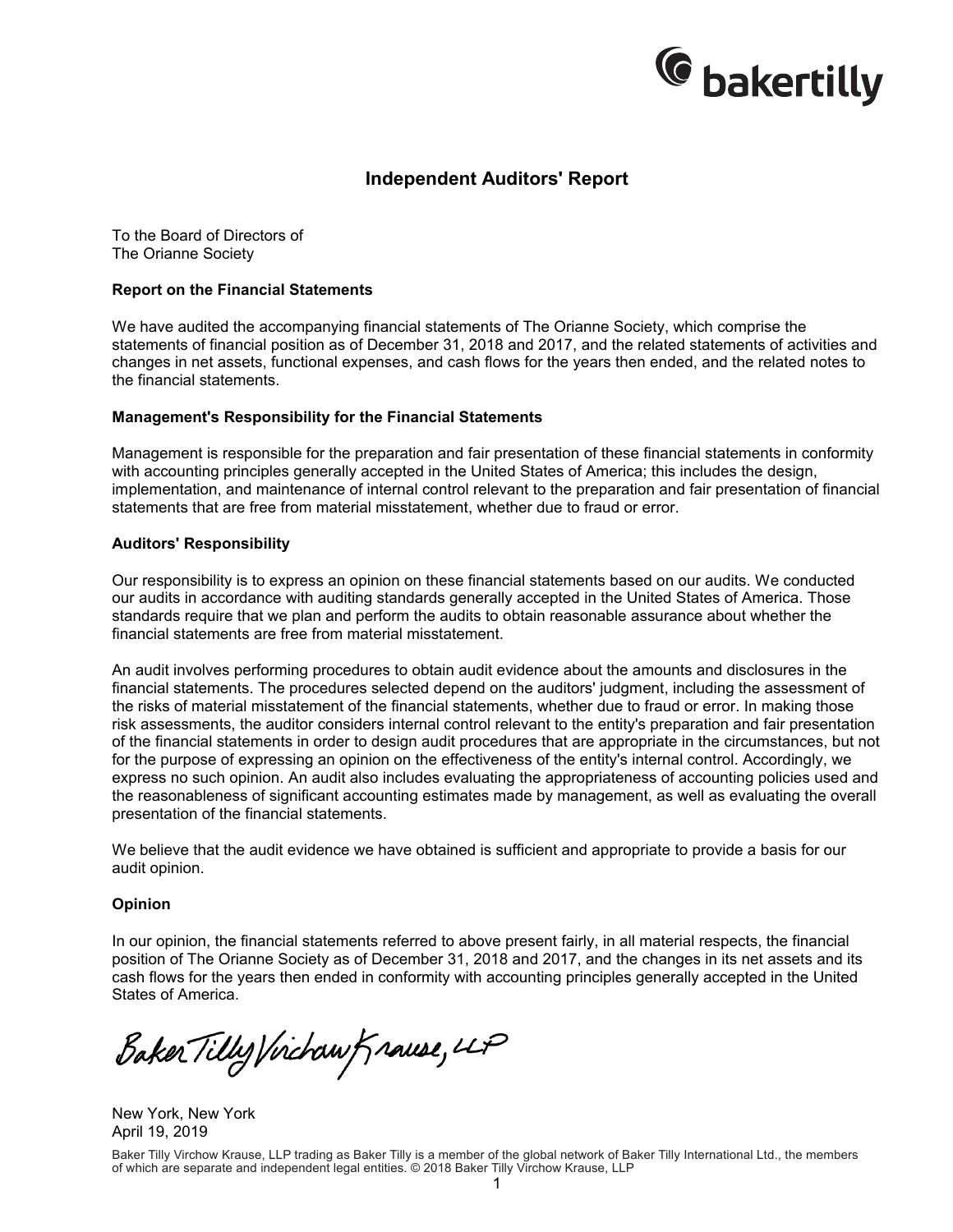# Independent Auditors' Report

To the Board of Directors of
The Orianne Society

**Report on the Financial Statements**

We have audited the accompanying financial statements of The Orianne Society, which comprise the statements of financial position as of December 31, 2018 and 2017, and the related statements of activities and changes in net assets, functional expenses, and cash flows for the years then ended, and the related notes to the financial statements.

**Management's Responsibility for the Financial Statements**

Management is responsible for the preparation and fair presentation of these financial statements in conformity with accounting principles generally accepted in the United States of America; this includes the design, implementation, and maintenance of internal control relevant to the preparation and fair presentation of financial statements that are free from material misstatement, whether due to fraud or error.

**Auditors' Responsibility**

Our responsibility is to express an opinion on these financial statements based on our audits. We conducted our audits in accordance with auditing standards generally accepted in the United States of America. Those standards require that we plan and perform the audits to obtain reasonable assurance about whether the financial statements are free from material misstatement.

An audit involves performing procedures to obtain audit evidence about the amounts and disclosures in the financial statements. The procedures selected depend on the auditors' judgment, including the assessment of the risks of material misstatement of the financial statements, whether due to fraud or error. In making those risk assessments, the auditor considers internal control relevant to the entity's preparation and fair presentation of the financial statements in order to design audit procedures that are appropriate in the circumstances, but not for the purpose of expressing an opinion on the effectiveness of the entity's internal control. Accordingly, we express no such opinion. An audit also includes evaluating the appropriateness of accounting policies used and the reasonableness of significant accounting estimates made by management, as well as evaluating the overall presentation of the financial statements.

We believe that the audit evidence we have obtained is sufficient and appropriate to provide a basis for our audit opinion.

**Opinion**

In our opinion, the financial statements referred to above present fairly, in all material respects, the financial position of The Orianne Society as of December 31, 2018 and 2017, and the changes in its net assets and its cash flows for the years then ended in conformity with accounting principles generally accepted in the United States of America.

Baker Tilly Virchow Krause, LLP

New York, New York
April 19, 2019

Baker Tilly Virchow Krause, LLP trading as Baker Tilly is a member of the global network of Baker Tilly International Ltd., the members of which are separate and independent legal entities. © 2018 Baker Tilly Virchow Krause, LLP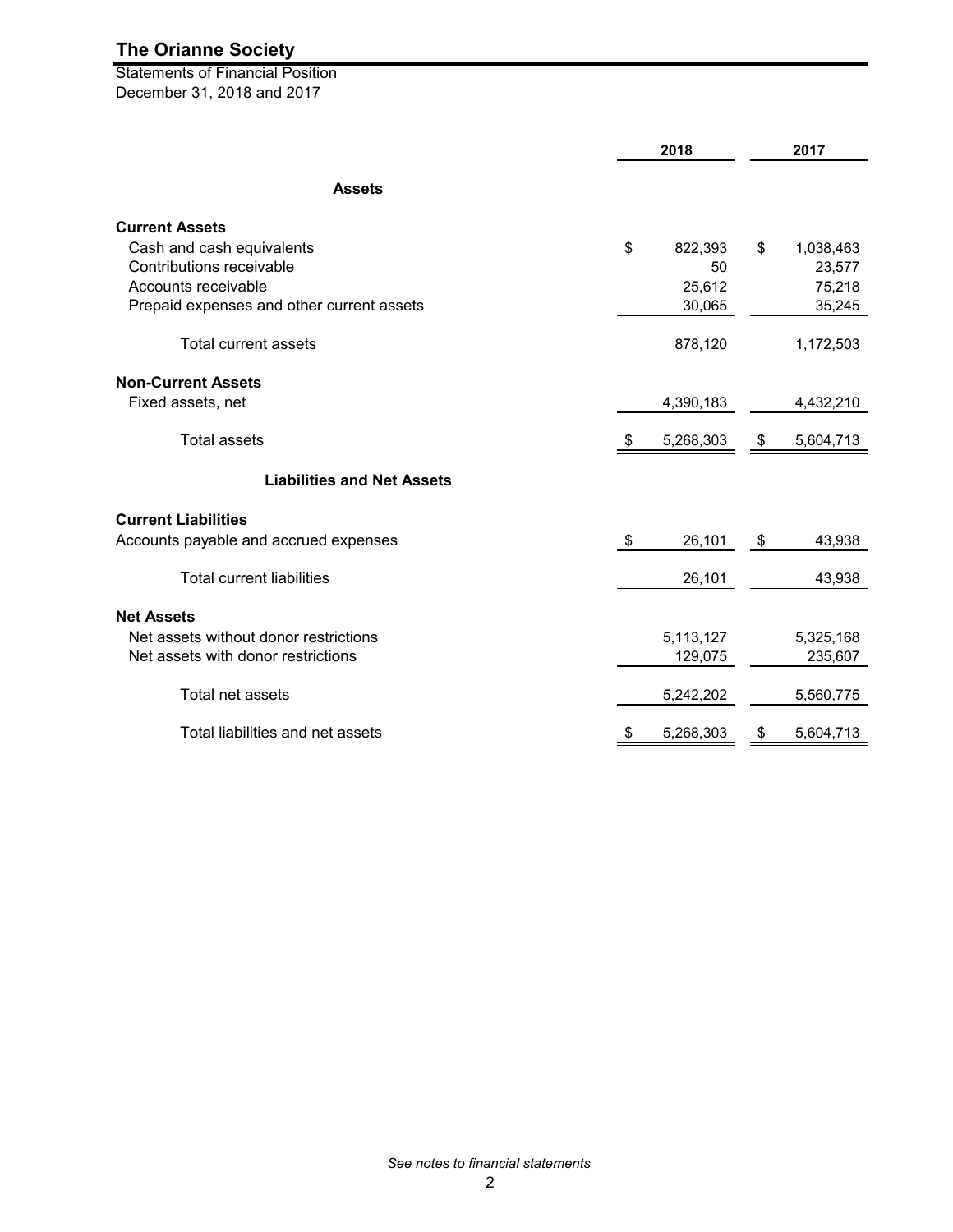# The Orianne Society

Statements of Financial Position
December 31, 2018 and 2017

| | 2018 | 2017 |
|---|---|---|
| **Assets** | | |
| **Current Assets** | | |
| Cash and cash equivalents | $ 822,393 | $ 1,038,463 |
| Contributions receivable | 50 | 23,577 |
| Accounts receivable | 25,612 | 75,218 |
| Prepaid expenses and other current assets | 30,065 | 35,245 |
| Total current assets | 878,120 | 1,172,503 |
| **Non-Current Assets** | | |
| Fixed assets, net | 4,390,183 | 4,432,210 |
| Total assets | $ 5,268,303 | $ 5,604,713 |
| **Liabilities and Net Assets** | | |
| **Current Liabilities** | | |
| Accounts payable and accrued expenses | $ 26,101 | $ 43,938 |
| Total current liabilities | 26,101 | 43,938 |
| **Net Assets** | | |
| Net assets without donor restrictions | 5,113,127 | 5,325,168 |
| Net assets with donor restrictions | 129,075 | 235,607 |
| Total net assets | 5,242,202 | 5,560,775 |
| Total liabilities and net assets | $ 5,268,303 | $ 5,604,713 |

*See notes to financial statements*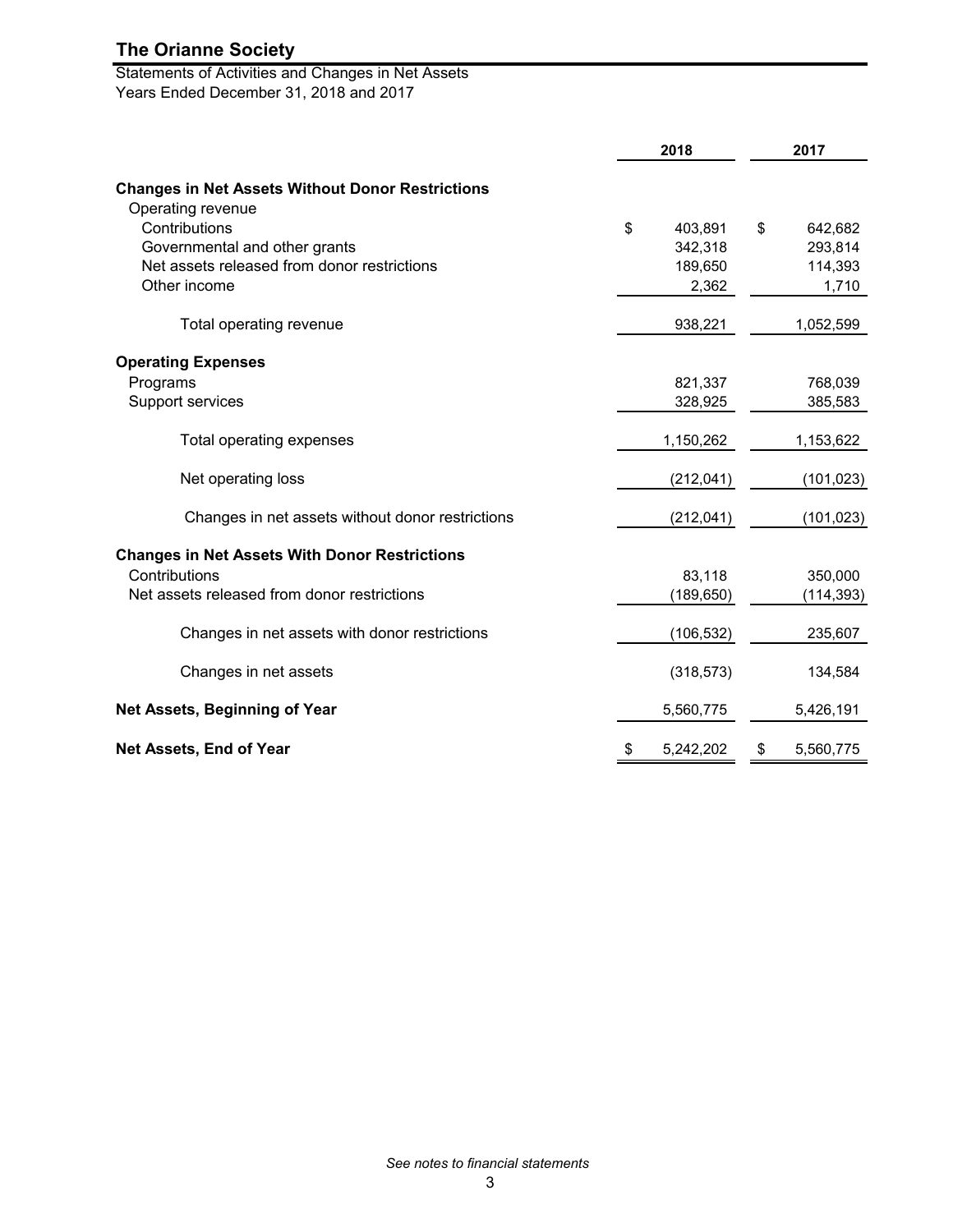# The Orianne Society

Statements of Activities and Changes in Net Assets
Years Ended December 31, 2018 and 2017

| | 2018 | 2017 |
|---|---|---|
| **Changes in Net Assets Without Donor Restrictions** | | |
| Operating revenue | | |
| Contributions | $ 403,891 | $ 642,682 |
| Governmental and other grants | 342,318 | 293,814 |
| Net assets released from donor restrictions | 189,650 | 114,393 |
| Other income | 2,362 | 1,710 |
| Total operating revenue | 938,221 | 1,052,599 |
| **Operating Expenses** | | |
| Programs | 821,337 | 768,039 |
| Support services | 328,925 | 385,583 |
| Total operating expenses | 1,150,262 | 1,153,622 |
| Net operating loss | (212,041) | (101,023) |
| Changes in net assets without donor restrictions | (212,041) | (101,023) |
| **Changes in Net Assets With Donor Restrictions** | | |
| Contributions | 83,118 | 350,000 |
| Net assets released from donor restrictions | (189,650) | (114,393) |
| Changes in net assets with donor restrictions | (106,532) | 235,607 |
| Changes in net assets | (318,573) | 134,584 |
| **Net Assets, Beginning of Year** | 5,560,775 | 5,426,191 |
| **Net Assets, End of Year** | $ 5,242,202 | $ 5,560,775 |

*See notes to financial statements*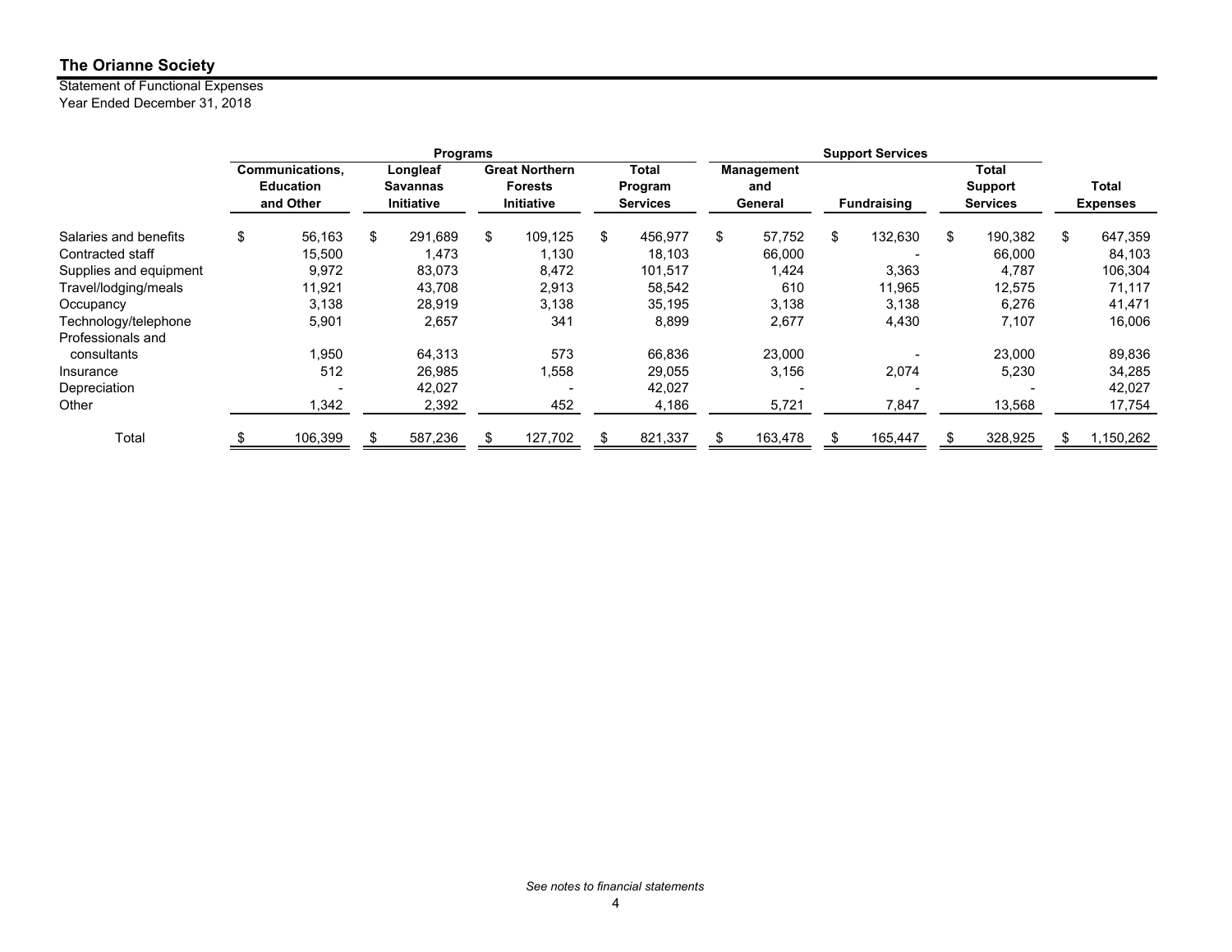## The Orianne Society

Statement of Functional Expenses
Year Ended December 31, 2018

| | Programs | | | | Support Services | | | |
|---|---|---|---|---|---|---|---|---|
| | Communications, Education and Other | Longleaf Savannas Initiative | Great Northern Forests Initiative | Total Program Services | Management and General | Fundraising | Total Support Services | Total Expenses |
| Salaries and benefits | $ 56,163 | $ 291,689 | $ 109,125 | $ 456,977 | $ 57,752 | $ 132,630 | $ 190,382 | $ 647,359 |
| Contracted staff | 15,500 | 1,473 | 1,130 | 18,103 | 66,000 | - | 66,000 | 84,103 |
| Supplies and equipment | 9,972 | 83,073 | 8,472 | 101,517 | 1,424 | 3,363 | 4,787 | 106,304 |
| Travel/lodging/meals | 11,921 | 43,708 | 2,913 | 58,542 | 610 | 11,965 | 12,575 | 71,117 |
| Occupancy | 3,138 | 28,919 | 3,138 | 35,195 | 3,138 | 3,138 | 6,276 | 41,471 |
| Technology/telephone | 5,901 | 2,657 | 341 | 8,899 | 2,677 | 4,430 | 7,107 | 16,006 |
| Professionals and consultants | 1,950 | 64,313 | 573 | 66,836 | 23,000 | - | 23,000 | 89,836 |
| Insurance | 512 | 26,985 | 1,558 | 29,055 | 3,156 | 2,074 | 5,230 | 34,285 |
| Depreciation | - | 42,027 | - | 42,027 | - | - | - | 42,027 |
| Other | 1,342 | 2,392 | 452 | 4,186 | 5,721 | 7,847 | 13,568 | 17,754 |
| Total | $ 106,399 | $ 587,236 | $ 127,702 | $ 821,337 | $ 163,478 | $ 165,447 | $ 328,925 | $ 1,150,262 |

*See notes to financial statements*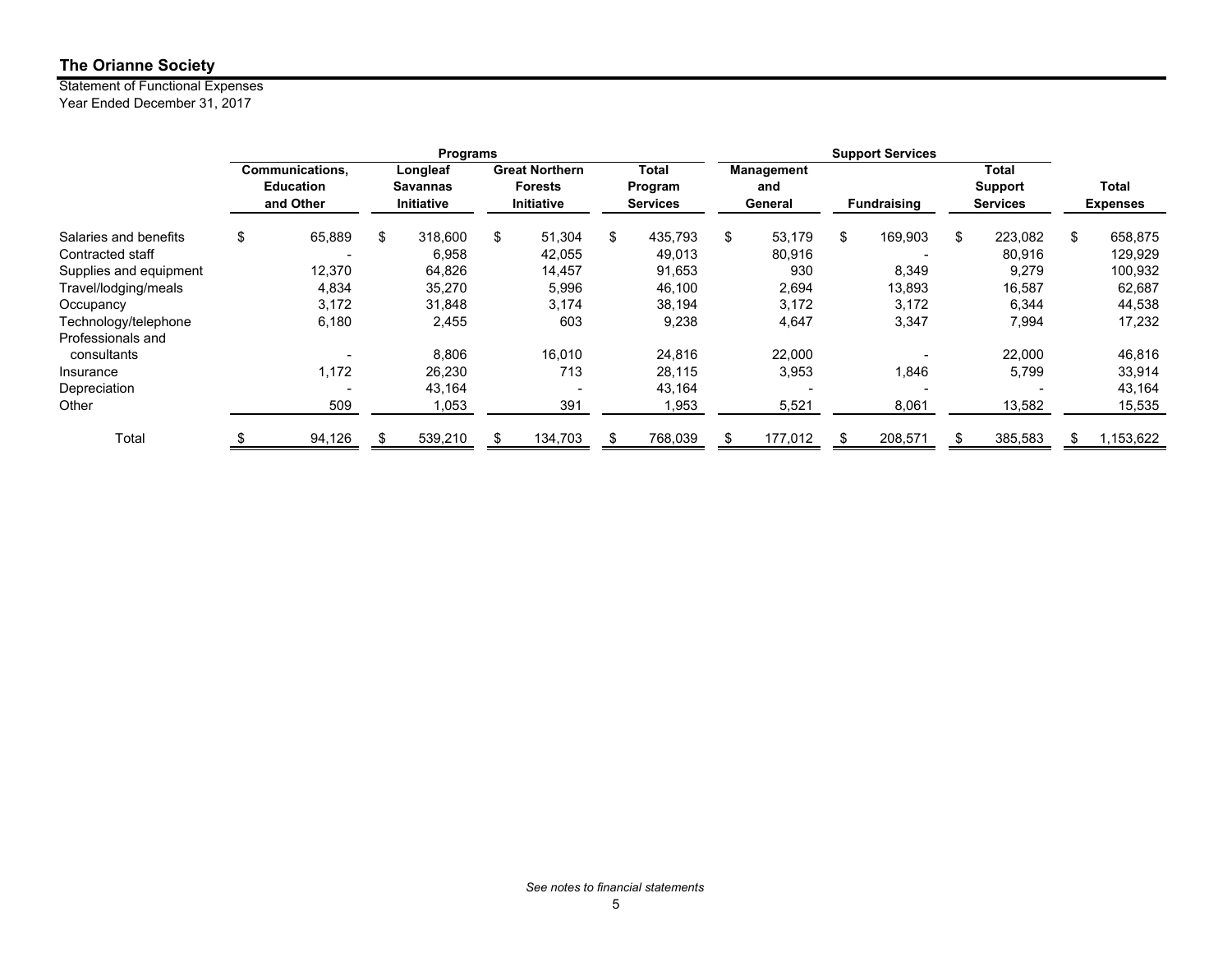**The Orianne Society**

Statement of Functional Expenses
Year Ended December 31, 2017

| | Programs | | | | Support Services | | | |
|---|---|---|---|---|---|---|---|---|
| | Communications, Education and Other | Longleaf Savannas Initiative | Great Northern Forests Initiative | Total Program Services | Management and General | Fundraising | Total Support Services | Total Expenses |
| Salaries and benefits | $ 65,889 | $ 318,600 | $ 51,304 | $ 435,793 | $ 53,179 | $ 169,903 | $ 223,082 | $ 658,875 |
| Contracted staff | - | 6,958 | 42,055 | 49,013 | 80,916 | - | 80,916 | 129,929 |
| Supplies and equipment | 12,370 | 64,826 | 14,457 | 91,653 | 930 | 8,349 | 9,279 | 100,932 |
| Travel/lodging/meals | 4,834 | 35,270 | 5,996 | 46,100 | 2,694 | 13,893 | 16,587 | 62,687 |
| Occupancy | 3,172 | 31,848 | 3,174 | 38,194 | 3,172 | 3,172 | 6,344 | 44,538 |
| Technology/telephone | 6,180 | 2,455 | 603 | 9,238 | 4,647 | 3,347 | 7,994 | 17,232 |
| Professionals and consultants | - | 8,806 | 16,010 | 24,816 | 22,000 | - | 22,000 | 46,816 |
| Insurance | 1,172 | 26,230 | 713 | 28,115 | 3,953 | 1,846 | 5,799 | 33,914 |
| Depreciation | - | 43,164 | - | 43,164 | - | - | - | 43,164 |
| Other | 509 | 1,053 | 391 | 1,953 | 5,521 | 8,061 | 13,582 | 15,535 |
| Total | $ 94,126 | $ 539,210 | $ 134,703 | $ 768,039 | $ 177,012 | $ 208,571 | $ 385,583 | $ 1,153,622 |

*See notes to financial statements*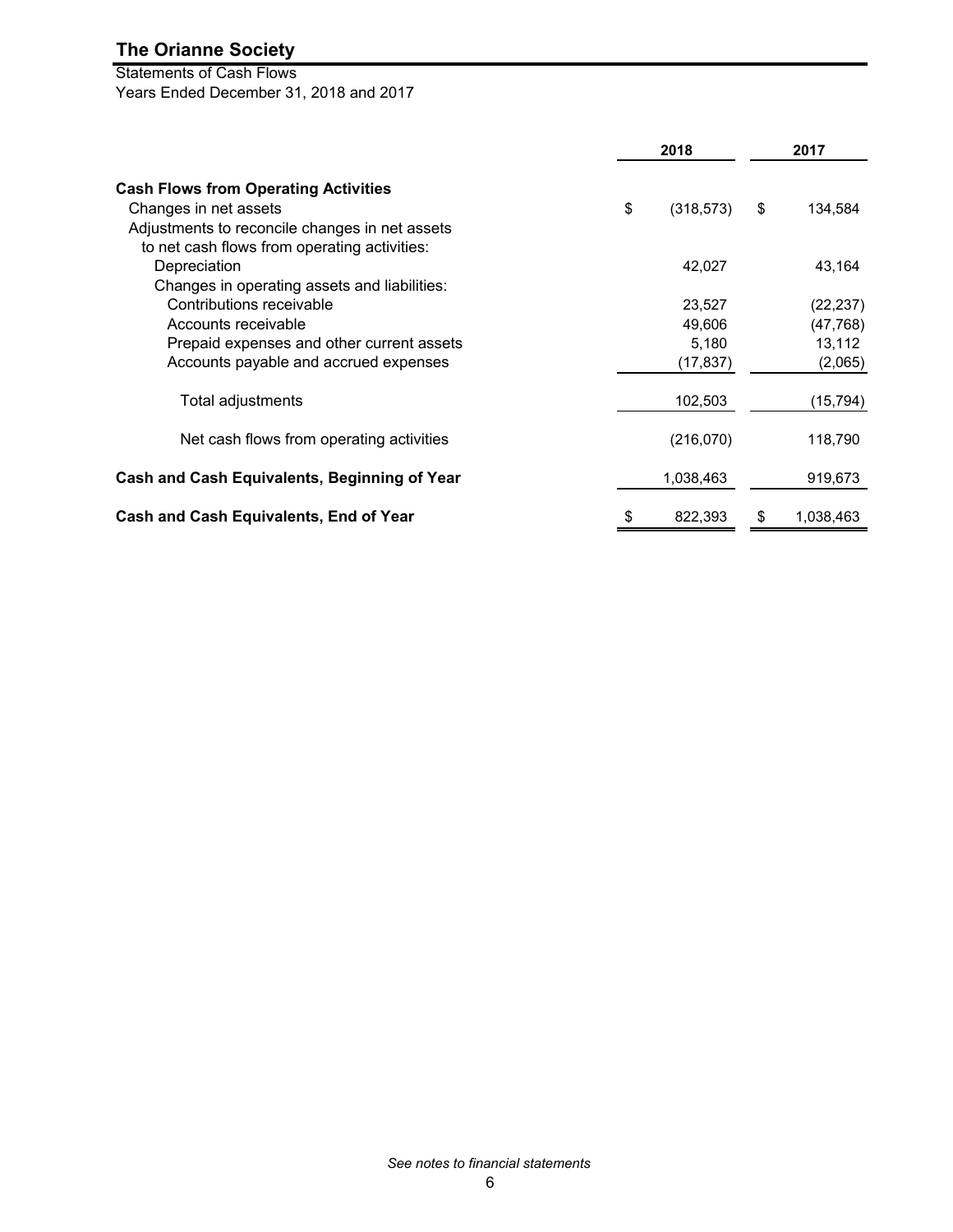# The Orianne Society

Statements of Cash Flows
Years Ended December 31, 2018 and 2017

| | 2018 | 2017 |
|---|---|---|
| **Cash Flows from Operating Activities** | | |
| Changes in net assets | $ (318,573) | $ 134,584 |
| Adjustments to reconcile changes in net assets to net cash flows from operating activities: | | |
| Depreciation | 42,027 | 43,164 |
| Changes in operating assets and liabilities: | | |
| Contributions receivable | 23,527 | (22,237) |
| Accounts receivable | 49,606 | (47,768) |
| Prepaid expenses and other current assets | 5,180 | 13,112 |
| Accounts payable and accrued expenses | (17,837) | (2,065) |
| Total adjustments | 102,503 | (15,794) |
| Net cash flows from operating activities | (216,070) | 118,790 |
| **Cash and Cash Equivalents, Beginning of Year** | 1,038,463 | 919,673 |
| **Cash and Cash Equivalents, End of Year** | $ 822,393 | $ 1,038,463 |

*See notes to financial statements*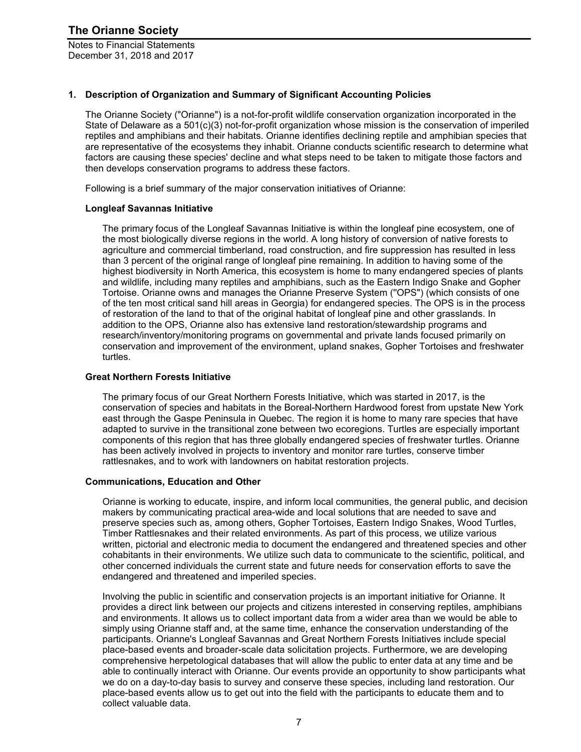## 1. Description of Organization and Summary of Significant Accounting Policies

The Orianne Society ("Orianne") is a not-for-profit wildlife conservation organization incorporated in the State of Delaware as a 501(c)(3) not-for-profit organization whose mission is the conservation of imperiled reptiles and amphibians and their habitats. Orianne identifies declining reptile and amphibian species that are representative of the ecosystems they inhabit. Orianne conducts scientific research to determine what factors are causing these species' decline and what steps need to be taken to mitigate those factors and then develops conservation programs to address these factors.

Following is a brief summary of the major conservation initiatives of Orianne:

### Longleaf Savannas Initiative

The primary focus of the Longleaf Savannas Initiative is within the longleaf pine ecosystem, one of the most biologically diverse regions in the world. A long history of conversion of native forests to agriculture and commercial timberland, road construction, and fire suppression has resulted in less than 3 percent of the original range of longleaf pine remaining. In addition to having some of the highest biodiversity in North America, this ecosystem is home to many endangered species of plants and wildlife, including many reptiles and amphibians, such as the Eastern Indigo Snake and Gopher Tortoise. Orianne owns and manages the Orianne Preserve System ("OPS") (which consists of one of the ten most critical sand hill areas in Georgia) for endangered species. The OPS is in the process of restoration of the land to that of the original habitat of longleaf pine and other grasslands. In addition to the OPS, Orianne also has extensive land restoration/stewardship programs and research/inventory/monitoring programs on governmental and private lands focused primarily on conservation and improvement of the environment, upland snakes, Gopher Tortoises and freshwater turtles.

### Great Northern Forests Initiative

The primary focus of our Great Northern Forests Initiative, which was started in 2017, is the conservation of species and habitats in the Boreal-Northern Hardwood forest from upstate New York east through the Gaspe Peninsula in Quebec. The region it is home to many rare species that have adapted to survive in the transitional zone between two ecoregions. Turtles are especially important components of this region that has three globally endangered species of freshwater turtles. Orianne has been actively involved in projects to inventory and monitor rare turtles, conserve timber rattlesnakes, and to work with landowners on habitat restoration projects.

### Communications, Education and Other

Orianne is working to educate, inspire, and inform local communities, the general public, and decision makers by communicating practical area-wide and local solutions that are needed to save and preserve species such as, among others, Gopher Tortoises, Eastern Indigo Snakes, Wood Turtles, Timber Rattlesnakes and their related environments. As part of this process, we utilize various written, pictorial and electronic media to document the endangered and threatened species and other cohabitants in their environments. We utilize such data to communicate to the scientific, political, and other concerned individuals the current state and future needs for conservation efforts to save the endangered and threatened and imperiled species.

Involving the public in scientific and conservation projects is an important initiative for Orianne. It provides a direct link between our projects and citizens interested in conserving reptiles, amphibians and environments. It allows us to collect important data from a wider area than we would be able to simply using Orianne staff and, at the same time, enhance the conservation understanding of the participants. Orianne's Longleaf Savannas and Great Northern Forests Initiatives include special place-based events and broader-scale data solicitation projects. Furthermore, we are developing comprehensive herpetological databases that will allow the public to enter data at any time and be able to continually interact with Orianne. Our events provide an opportunity to show participants what we do on a day-to-day basis to survey and conserve these species, including land restoration. Our place-based events allow us to get out into the field with the participants to educate them and to collect valuable data.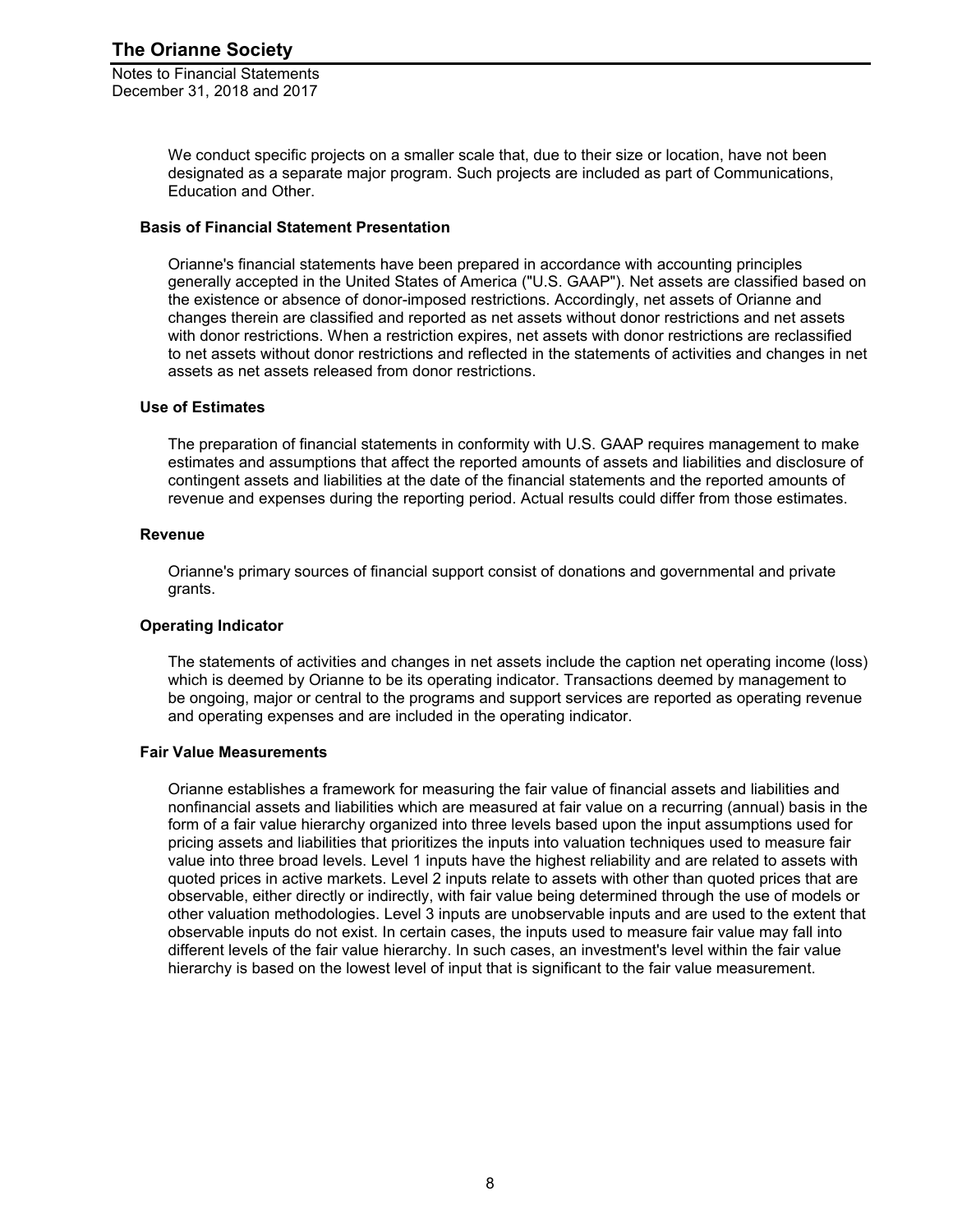We conduct specific projects on a smaller scale that, due to their size or location, have not been designated as a separate major program. Such projects are included as part of Communications, Education and Other.

### Basis of Financial Statement Presentation

Orianne's financial statements have been prepared in accordance with accounting principles generally accepted in the United States of America ("U.S. GAAP"). Net assets are classified based on the existence or absence of donor-imposed restrictions. Accordingly, net assets of Orianne and changes therein are classified and reported as net assets without donor restrictions and net assets with donor restrictions. When a restriction expires, net assets with donor restrictions are reclassified to net assets without donor restrictions and reflected in the statements of activities and changes in net assets as net assets released from donor restrictions.

### Use of Estimates

The preparation of financial statements in conformity with U.S. GAAP requires management to make estimates and assumptions that affect the reported amounts of assets and liabilities and disclosure of contingent assets and liabilities at the date of the financial statements and the reported amounts of revenue and expenses during the reporting period. Actual results could differ from those estimates.

### Revenue

Orianne's primary sources of financial support consist of donations and governmental and private grants.

### Operating Indicator

The statements of activities and changes in net assets include the caption net operating income (loss) which is deemed by Orianne to be its operating indicator. Transactions deemed by management to be ongoing, major or central to the programs and support services are reported as operating revenue and operating expenses and are included in the operating indicator.

### Fair Value Measurements

Orianne establishes a framework for measuring the fair value of financial assets and liabilities and nonfinancial assets and liabilities which are measured at fair value on a recurring (annual) basis in the form of a fair value hierarchy organized into three levels based upon the input assumptions used for pricing assets and liabilities that prioritizes the inputs into valuation techniques used to measure fair value into three broad levels. Level 1 inputs have the highest reliability and are related to assets with quoted prices in active markets. Level 2 inputs relate to assets with other than quoted prices that are observable, either directly or indirectly, with fair value being determined through the use of models or other valuation methodologies. Level 3 inputs are unobservable inputs and are used to the extent that observable inputs do not exist. In certain cases, the inputs used to measure fair value may fall into different levels of the fair value hierarchy. In such cases, an investment's level within the fair value hierarchy is based on the lowest level of input that is significant to the fair value measurement.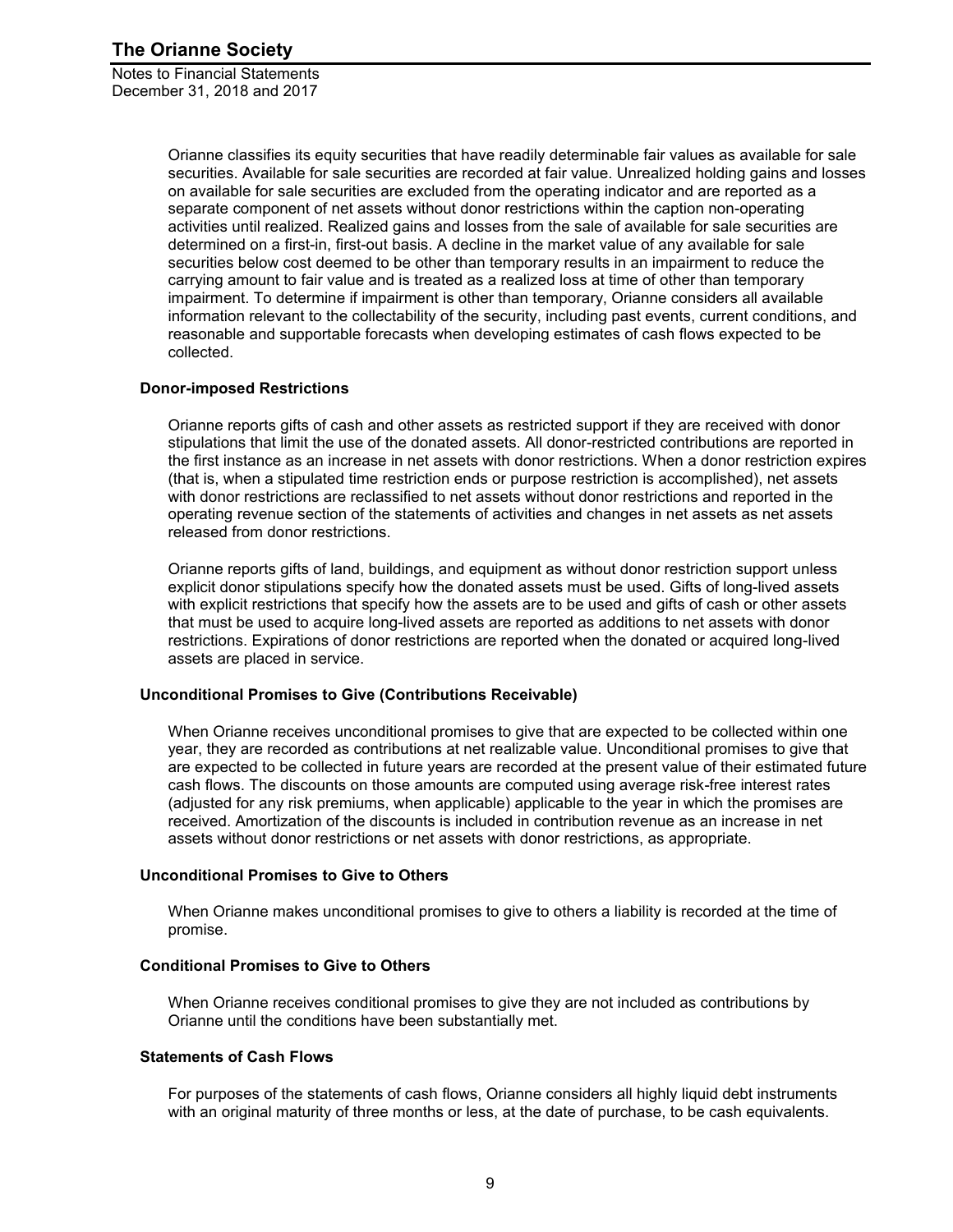Orianne classifies its equity securities that have readily determinable fair values as available for sale securities. Available for sale securities are recorded at fair value. Unrealized holding gains and losses on available for sale securities are excluded from the operating indicator and are reported as a separate component of net assets without donor restrictions within the caption non-operating activities until realized. Realized gains and losses from the sale of available for sale securities are determined on a first-in, first-out basis. A decline in the market value of any available for sale securities below cost deemed to be other than temporary results in an impairment to reduce the carrying amount to fair value and is treated as a realized loss at time of other than temporary impairment. To determine if impairment is other than temporary, Orianne considers all available information relevant to the collectability of the security, including past events, current conditions, and reasonable and supportable forecasts when developing estimates of cash flows expected to be collected.

### Donor-imposed Restrictions

Orianne reports gifts of cash and other assets as restricted support if they are received with donor stipulations that limit the use of the donated assets. All donor-restricted contributions are reported in the first instance as an increase in net assets with donor restrictions. When a donor restriction expires (that is, when a stipulated time restriction ends or purpose restriction is accomplished), net assets with donor restrictions are reclassified to net assets without donor restrictions and reported in the operating revenue section of the statements of activities and changes in net assets as net assets released from donor restrictions.

Orianne reports gifts of land, buildings, and equipment as without donor restriction support unless explicit donor stipulations specify how the donated assets must be used. Gifts of long-lived assets with explicit restrictions that specify how the assets are to be used and gifts of cash or other assets that must be used to acquire long-lived assets are reported as additions to net assets with donor restrictions. Expirations of donor restrictions are reported when the donated or acquired long-lived assets are placed in service.

### Unconditional Promises to Give (Contributions Receivable)

When Orianne receives unconditional promises to give that are expected to be collected within one year, they are recorded as contributions at net realizable value. Unconditional promises to give that are expected to be collected in future years are recorded at the present value of their estimated future cash flows. The discounts on those amounts are computed using average risk-free interest rates (adjusted for any risk premiums, when applicable) applicable to the year in which the promises are received. Amortization of the discounts is included in contribution revenue as an increase in net assets without donor restrictions or net assets with donor restrictions, as appropriate.

### Unconditional Promises to Give to Others

When Orianne makes unconditional promises to give to others a liability is recorded at the time of promise.

### Conditional Promises to Give to Others

When Orianne receives conditional promises to give they are not included as contributions by Orianne until the conditions have been substantially met.

### Statements of Cash Flows

For purposes of the statements of cash flows, Orianne considers all highly liquid debt instruments with an original maturity of three months or less, at the date of purchase, to be cash equivalents.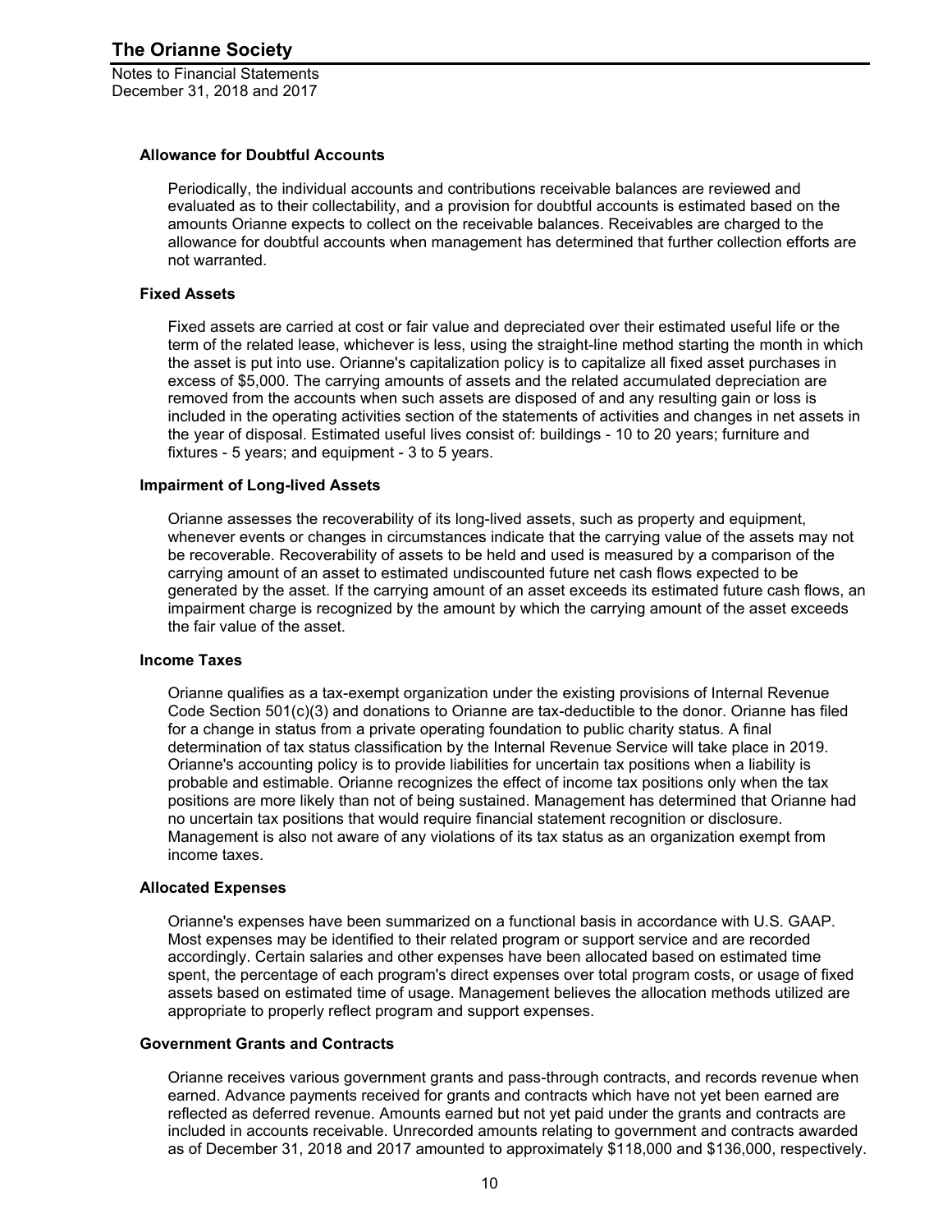#### Allowance for Doubtful Accounts

Periodically, the individual accounts and contributions receivable balances are reviewed and evaluated as to their collectability, and a provision for doubtful accounts is estimated based on the amounts Orianne expects to collect on the receivable balances. Receivables are charged to the allowance for doubtful accounts when management has determined that further collection efforts are not warranted.

#### Fixed Assets

Fixed assets are carried at cost or fair value and depreciated over their estimated useful life or the term of the related lease, whichever is less, using the straight-line method starting the month in which the asset is put into use. Orianne's capitalization policy is to capitalize all fixed asset purchases in excess of $5,000. The carrying amounts of assets and the related accumulated depreciation are removed from the accounts when such assets are disposed of and any resulting gain or loss is included in the operating activities section of the statements of activities and changes in net assets in the year of disposal. Estimated useful lives consist of: buildings - 10 to 20 years; furniture and fixtures - 5 years; and equipment - 3 to 5 years.

#### Impairment of Long-lived Assets

Orianne assesses the recoverability of its long-lived assets, such as property and equipment, whenever events or changes in circumstances indicate that the carrying value of the assets may not be recoverable. Recoverability of assets to be held and used is measured by a comparison of the carrying amount of an asset to estimated undiscounted future net cash flows expected to be generated by the asset. If the carrying amount of an asset exceeds its estimated future cash flows, an impairment charge is recognized by the amount by which the carrying amount of the asset exceeds the fair value of the asset.

#### Income Taxes

Orianne qualifies as a tax-exempt organization under the existing provisions of Internal Revenue Code Section 501(c)(3) and donations to Orianne are tax-deductible to the donor. Orianne has filed for a change in status from a private operating foundation to public charity status. A final determination of tax status classification by the Internal Revenue Service will take place in 2019. Orianne's accounting policy is to provide liabilities for uncertain tax positions when a liability is probable and estimable. Orianne recognizes the effect of income tax positions only when the tax positions are more likely than not of being sustained. Management has determined that Orianne had no uncertain tax positions that would require financial statement recognition or disclosure. Management is also not aware of any violations of its tax status as an organization exempt from income taxes.

#### Allocated Expenses

Orianne's expenses have been summarized on a functional basis in accordance with U.S. GAAP. Most expenses may be identified to their related program or support service and are recorded accordingly. Certain salaries and other expenses have been allocated based on estimated time spent, the percentage of each program's direct expenses over total program costs, or usage of fixed assets based on estimated time of usage. Management believes the allocation methods utilized are appropriate to properly reflect program and support expenses.

#### Government Grants and Contracts

Orianne receives various government grants and pass-through contracts, and records revenue when earned. Advance payments received for grants and contracts which have not yet been earned are reflected as deferred revenue. Amounts earned but not yet paid under the grants and contracts are included in accounts receivable. Unrecorded amounts relating to government and contracts awarded as of December 31, 2018 and 2017 amounted to approximately $118,000 and $136,000, respectively.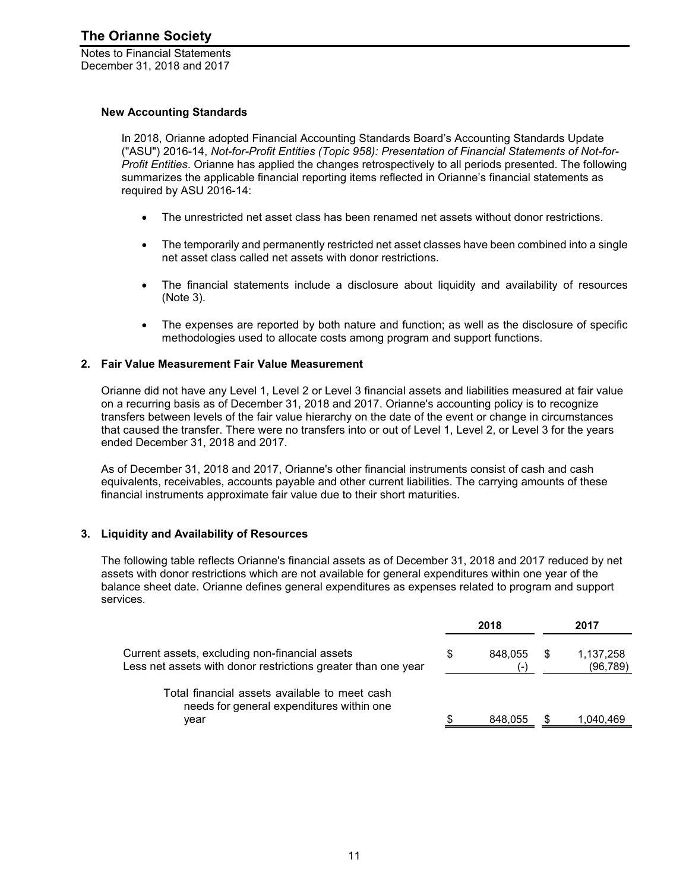### New Accounting Standards

In 2018, Orianne adopted Financial Accounting Standards Board's Accounting Standards Update ("ASU") 2016-14, *Not-for-Profit Entities (Topic 958): Presentation of Financial Statements of Not-for-Profit Entities*. Orianne has applied the changes retrospectively to all periods presented. The following summarizes the applicable financial reporting items reflected in Orianne's financial statements as required by ASU 2016-14:

- The unrestricted net asset class has been renamed net assets without donor restrictions.
- The temporarily and permanently restricted net asset classes have been combined into a single net asset class called net assets with donor restrictions.
- The financial statements include a disclosure about liquidity and availability of resources (Note 3).
- The expenses are reported by both nature and function; as well as the disclosure of specific methodologies used to allocate costs among program and support functions.

## 2. Fair Value Measurement Fair Value Measurement

Orianne did not have any Level 1, Level 2 or Level 3 financial assets and liabilities measured at fair value on a recurring basis as of December 31, 2018 and 2017. Orianne's accounting policy is to recognize transfers between levels of the fair value hierarchy on the date of the event or change in circumstances that caused the transfer. There were no transfers into or out of Level 1, Level 2, or Level 3 for the years ended December 31, 2018 and 2017.

As of December 31, 2018 and 2017, Orianne's other financial instruments consist of cash and cash equivalents, receivables, accounts payable and other current liabilities. The carrying amounts of these financial instruments approximate fair value due to their short maturities.

## 3. Liquidity and Availability of Resources

The following table reflects Orianne's financial assets as of December 31, 2018 and 2017 reduced by net assets with donor restrictions which are not available for general expenditures within one year of the balance sheet date. Orianne defines general expenditures as expenses related to program and support services.

| | 2018 | 2017 |
|---|---|---|
| Current assets, excluding non-financial assets | $ 848,055 | $ 1,137,258 |
| Less net assets with donor restrictions greater than one year | (-) | (96,789) |
| Total financial assets available to meet cash needs for general expenditures within one year | $ 848,055 | $ 1,040,469 |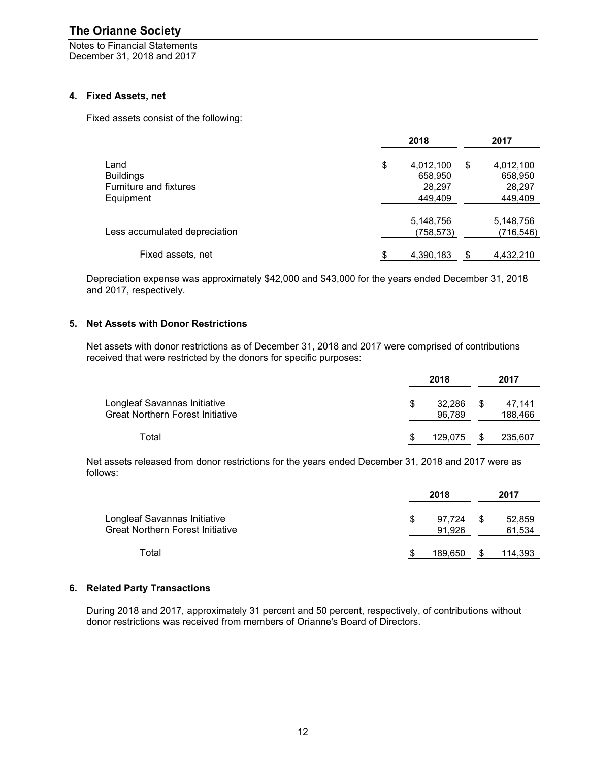## 4. Fixed Assets, net

Fixed assets consist of the following:

| | 2018 | 2017 |
|---|---|---|
| Land | $ 4,012,100 | $ 4,012,100 |
| Buildings | 658,950 | 658,950 |
| Furniture and fixtures | 28,297 | 28,297 |
| Equipment | 449,409 | 449,409 |
| | 5,148,756 | 5,148,756 |
| Less accumulated depreciation | (758,573) | (716,546) |
| Fixed assets, net | $ 4,390,183 | $ 4,432,210 |

Depreciation expense was approximately $42,000 and $43,000 for the years ended December 31, 2018 and 2017, respectively.

## 5. Net Assets with Donor Restrictions

Net assets with donor restrictions as of December 31, 2018 and 2017 were comprised of contributions received that were restricted by the donors for specific purposes:

| | 2018 | 2017 |
|---|---|---|
| Longleaf Savannas Initiative | $ 32,286 | $ 47,141 |
| Great Northern Forest Initiative | 96,789 | 188,466 |
| Total | $ 129,075 | $ 235,607 |

Net assets released from donor restrictions for the years ended December 31, 2018 and 2017 were as follows:

| | 2018 | 2017 |
|---|---|---|
| Longleaf Savannas Initiative | $ 97,724 | $ 52,859 |
| Great Northern Forest Initiative | 91,926 | 61,534 |
| Total | $ 189,650 | $ 114,393 |

## 6. Related Party Transactions

During 2018 and 2017, approximately 31 percent and 50 percent, respectively, of contributions without donor restrictions was received from members of Orianne's Board of Directors.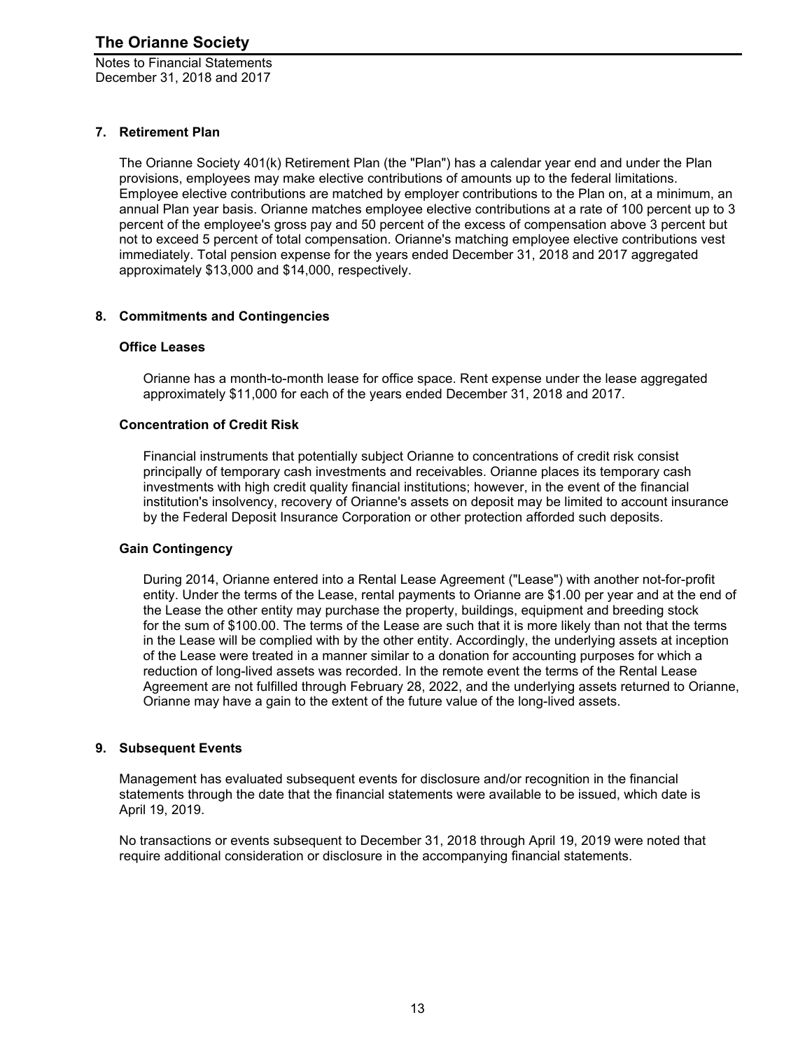## 7. Retirement Plan

The Orianne Society 401(k) Retirement Plan (the "Plan") has a calendar year end and under the Plan provisions, employees may make elective contributions of amounts up to the federal limitations. Employee elective contributions are matched by employer contributions to the Plan on, at a minimum, an annual Plan year basis. Orianne matches employee elective contributions at a rate of 100 percent up to 3 percent of the employee's gross pay and 50 percent of the excess of compensation above 3 percent but not to exceed 5 percent of total compensation. Orianne's matching employee elective contributions vest immediately. Total pension expense for the years ended December 31, 2018 and 2017 aggregated approximately $13,000 and $14,000, respectively.

## 8. Commitments and Contingencies

### Office Leases

Orianne has a month-to-month lease for office space. Rent expense under the lease aggregated approximately $11,000 for each of the years ended December 31, 2018 and 2017.

### Concentration of Credit Risk

Financial instruments that potentially subject Orianne to concentrations of credit risk consist principally of temporary cash investments and receivables. Orianne places its temporary cash investments with high credit quality financial institutions; however, in the event of the financial institution's insolvency, recovery of Orianne's assets on deposit may be limited to account insurance by the Federal Deposit Insurance Corporation or other protection afforded such deposits.

### Gain Contingency

During 2014, Orianne entered into a Rental Lease Agreement ("Lease") with another not-for-profit entity. Under the terms of the Lease, rental payments to Orianne are $1.00 per year and at the end of the Lease the other entity may purchase the property, buildings, equipment and breeding stock for the sum of $100.00. The terms of the Lease are such that it is more likely than not that the terms in the Lease will be complied with by the other entity. Accordingly, the underlying assets at inception of the Lease were treated in a manner similar to a donation for accounting purposes for which a reduction of long-lived assets was recorded. In the remote event the terms of the Rental Lease Agreement are not fulfilled through February 28, 2022, and the underlying assets returned to Orianne, Orianne may have a gain to the extent of the future value of the long-lived assets.

## 9. Subsequent Events

Management has evaluated subsequent events for disclosure and/or recognition in the financial statements through the date that the financial statements were available to be issued, which date is April 19, 2019.

No transactions or events subsequent to December 31, 2018 through April 19, 2019 were noted that require additional consideration or disclosure in the accompanying financial statements.